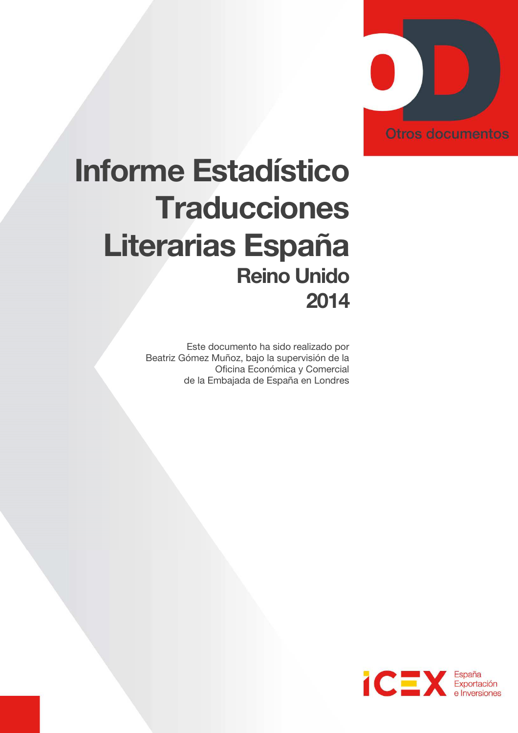Otros documentos

# Informe Estadístico Traducciones Literarias España

## Reino Unido 2014

Este documento ha sido realizado por Beatriz Gómez Muñoz, bajo la supervisión de la Oficina Económica y Comercial de la Embajada de España en Londres

ICEX España Exportación e Inversiones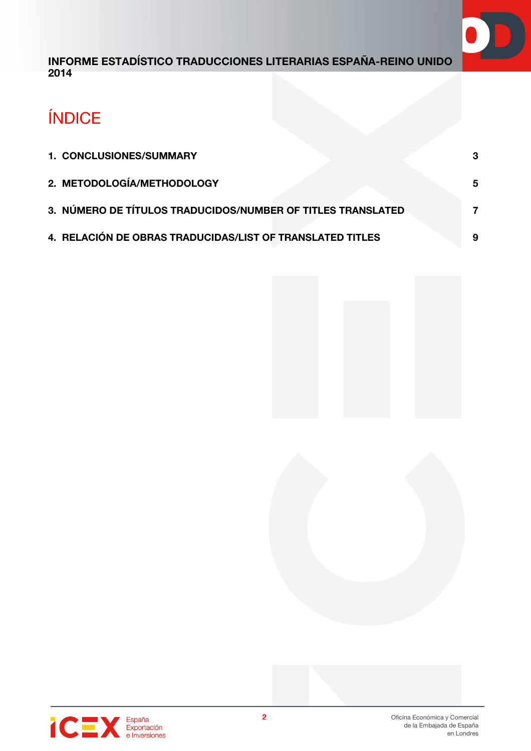# ÍNDICE

| | |
|---|---|
| 1. CONCLUSIONES/SUMMARY | 3 |
| 2. METODOLOGÍA/METHODOLOGY | 5 |
| 3. NÚMERO DE TÍTULOS TRADUCIDOS/NUMBER OF TITLES TRANSLATED | 7 |
| 4. RELACIÓN DE OBRAS TRADUCIDAS/LIST OF TRANSLATED TITLES | 9 |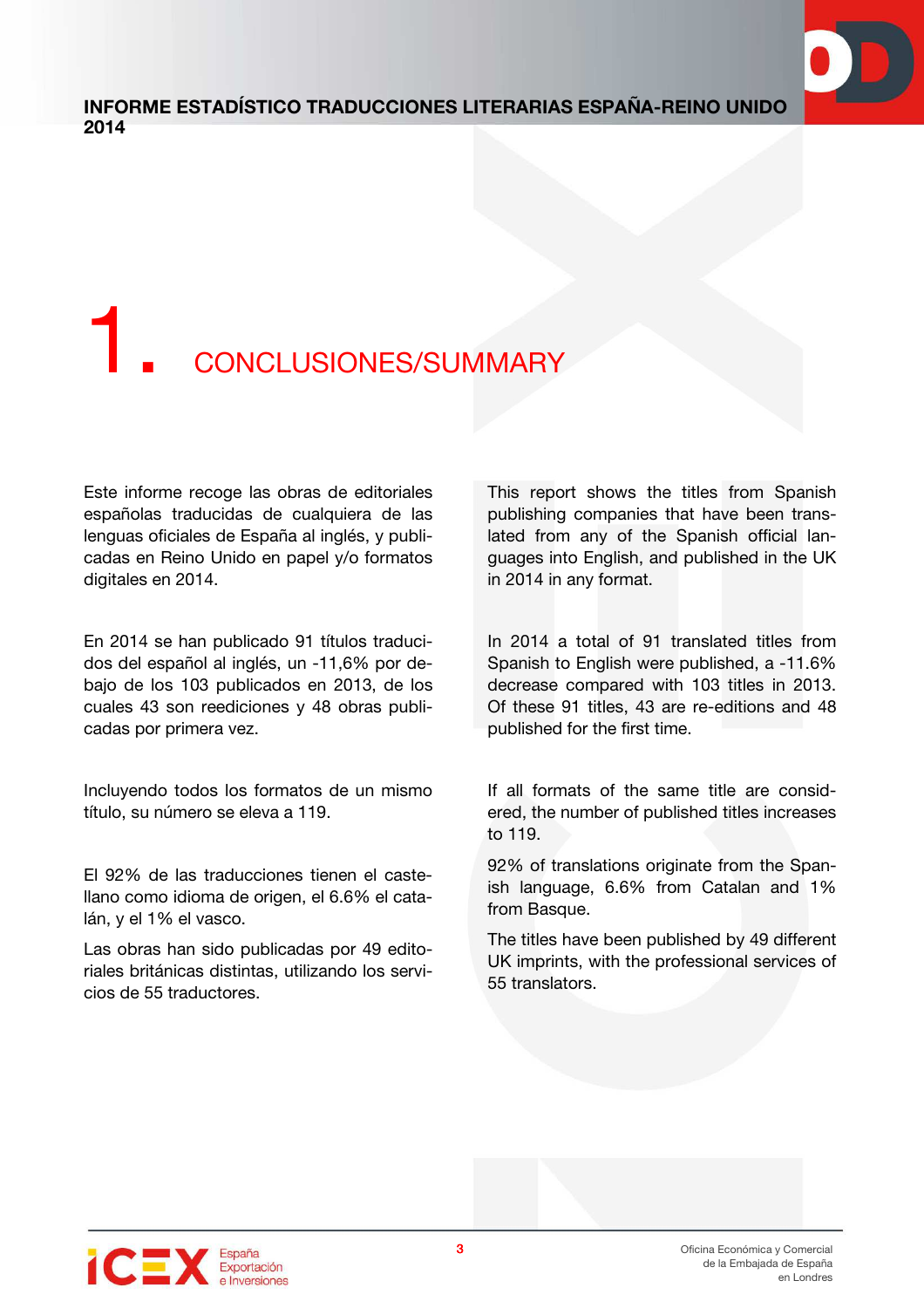# 1. CONCLUSIONES/SUMMARY

Este informe recoge las obras de editoriales españolas traducidas de cualquiera de las lenguas oficiales de España al inglés, y publicadas en Reino Unido en papel y/o formatos digitales en 2014.

En 2014 se han publicado 91 títulos traducidos del español al inglés, un -11,6% por debajo de los 103 publicados en 2013, de los cuales 43 son reediciones y 48 obras publicadas por primera vez.

Incluyendo todos los formatos de un mismo título, su número se eleva a 119.

El 92% de las traducciones tienen el castellano como idioma de origen, el 6.6% el catalán, y el 1% el vasco.

Las obras han sido publicadas por 49 editoriales británicas distintas, utilizando los servicios de 55 traductores.

This report shows the titles from Spanish publishing companies that have been translated from any of the Spanish official languages into English, and published in the UK in 2014 in any format.

In 2014 a total of 91 translated titles from Spanish to English were published, a -11.6% decrease compared with 103 titles in 2013. Of these 91 titles, 43 are re-editions and 48 published for the first time.

If all formats of the same title are considered, the number of published titles increases to 119.

92% of translations originate from the Spanish language, 6.6% from Catalan and 1% from Basque.

The titles have been published by 49 different UK imprints, with the professional services of 55 translators.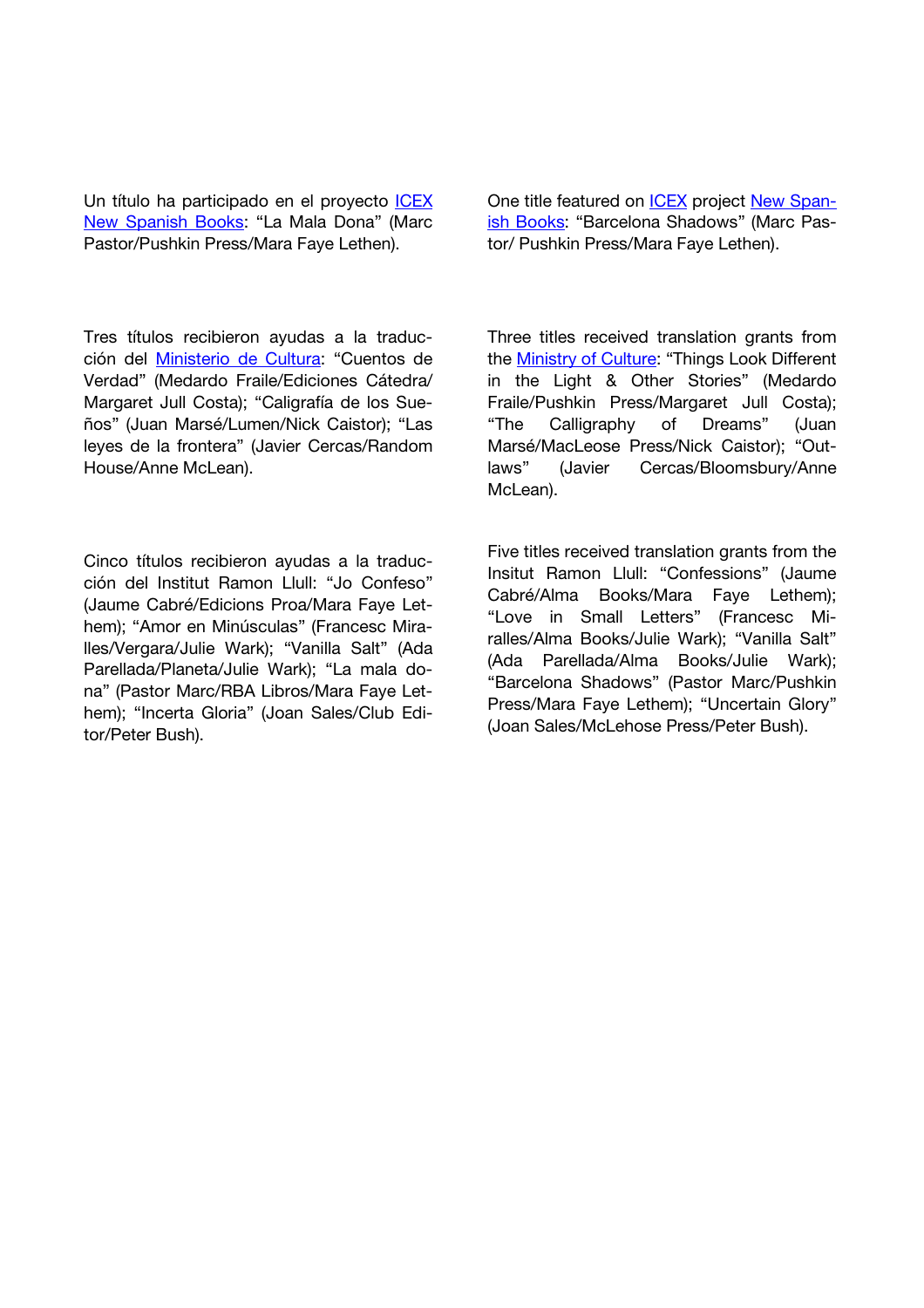Un título ha participado en el proyecto [ICEX New Spanish Books]: "La Mala Dona" (Marc Pastor/Pushkin Press/Mara Faye Lethen).

One title featured on [ICEX] project [New Spanish Books]: "Barcelona Shadows" (Marc Pastor/ Pushkin Press/Mara Faye Lethen).

Tres títulos recibieron ayudas a la traducción del [Ministerio de Cultura]: "Cuentos de Verdad" (Medardo Fraile/Ediciones Cátedra/ Margaret Jull Costa); "Caligrafía de los Sueños" (Juan Marsé/Lumen/Nick Caistor); "Las leyes de la frontera" (Javier Cercas/Random House/Anne McLean).

Three titles received translation grants from the [Ministry of Culture]: "Things Look Different in the Light & Other Stories" (Medardo Fraile/Pushkin Press/Margaret Jull Costa); "The Calligraphy of Dreams" (Juan Marsé/MacLeose Press/Nick Caistor); "Outlaws" (Javier Cercas/Bloomsbury/Anne McLean).

Cinco títulos recibieron ayudas a la traducción del Institut Ramon Llull: "Jo Confeso" (Jaume Cabré/Edicions Proa/Mara Faye Lethem); "Amor en Minúsculas" (Francesc Miralles/Vergara/Julie Wark); "Vanilla Salt" (Ada Parellada/Planeta/Julie Wark); "La mala dona" (Pastor Marc/RBA Libros/Mara Faye Lethem); "Incerta Gloria" (Joan Sales/Club Editor/Peter Bush).

Five titles received translation grants from the Insitut Ramon Llull: "Confessions" (Jaume Cabré/Alma Books/Mara Faye Lethem); "Love in Small Letters" (Francesc Miralles/Alma Books/Julie Wark); "Vanilla Salt" (Ada Parellada/Alma Books/Julie Wark); "Barcelona Shadows" (Pastor Marc/Pushkin Press/Mara Faye Lethem); "Uncertain Glory" (Joan Sales/McLehose Press/Peter Bush).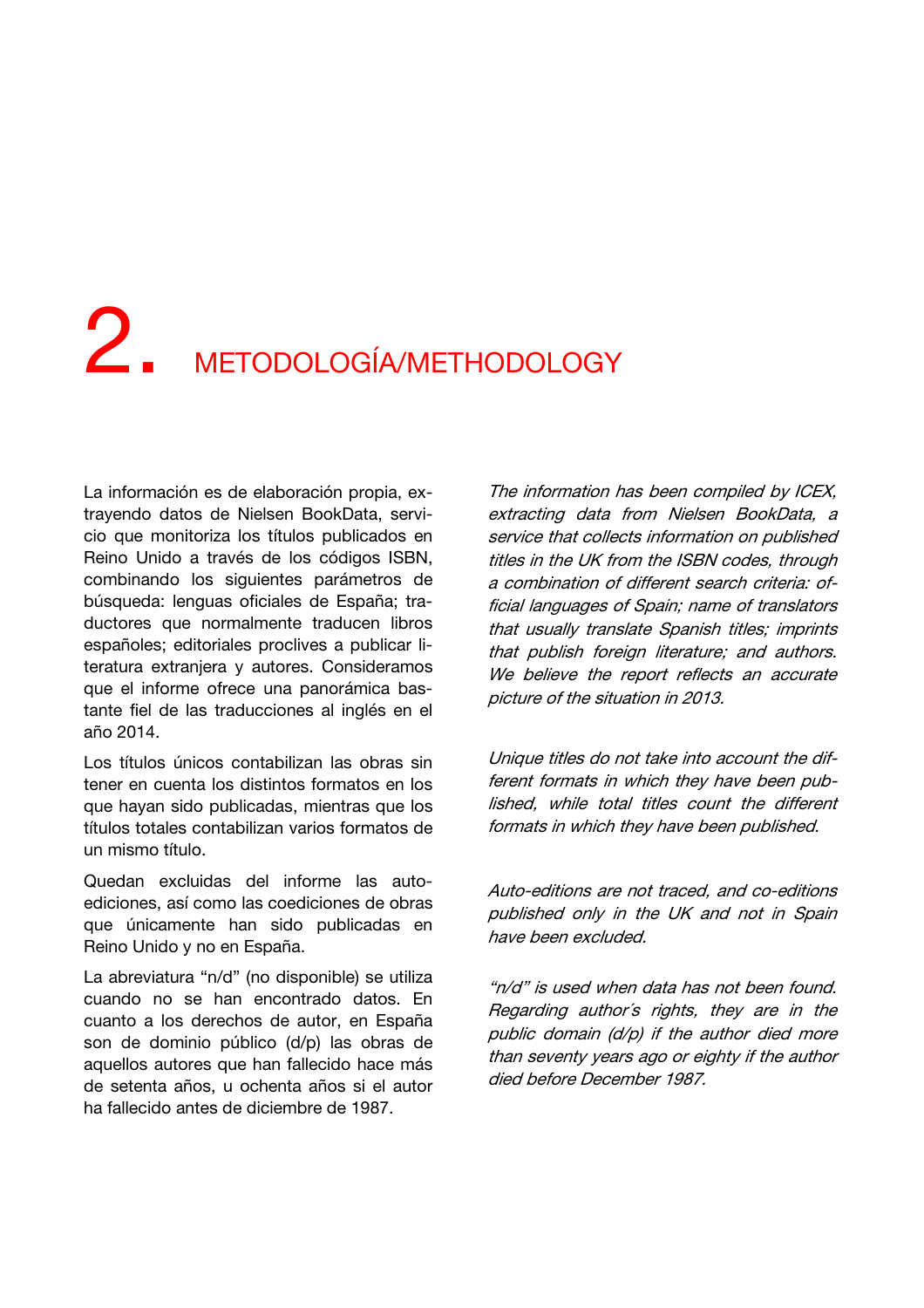# 2. METODOLOGÍA/METHODOLOGY

La información es de elaboración propia, extrayendo datos de Nielsen BookData, servicio que monitoriza los títulos publicados en Reino Unido a través de los códigos ISBN, combinando los siguientes parámetros de búsqueda: lenguas oficiales de España; traductores que normalmente traducen libros españoles; editoriales proclives a publicar literatura extranjera y autores. Consideramos que el informe ofrece una panorámica bastante fiel de las traducciones al inglés en el año 2014.

Los títulos únicos contabilizan las obras sin tener en cuenta los distintos formatos en los que hayan sido publicadas, mientras que los títulos totales contabilizan varios formatos de un mismo título.

Quedan excluidas del informe las auto-ediciones, así como las coediciones de obras que únicamente han sido publicadas en Reino Unido y no en España.

La abreviatura "n/d" (no disponible) se utiliza cuando no se han encontrado datos. En cuanto a los derechos de autor, en España son de dominio público (d/p) las obras de aquellos autores que han fallecido hace más de setenta años, u ochenta años si el autor ha fallecido antes de diciembre de 1987.

*The information has been compiled by ICEX, extracting data from Nielsen BookData, a service that collects information on published titles in the UK from the ISBN codes, through a combination of different search criteria: official languages of Spain; name of translators that usually translate Spanish titles; imprints that publish foreign literature; and authors. We believe the report reflects an accurate picture of the situation in 2013.*

*Unique titles do not take into account the different formats in which they have been published, while total titles count the different formats in which they have been published.*

*Auto-editions are not traced, and co-editions published only in the UK and not in Spain have been excluded.*

*"n/d" is used when data has not been found. Regarding author´s rights, they are in the public domain (d/p) if the author died more than seventy years ago or eighty if the author died before December 1987.*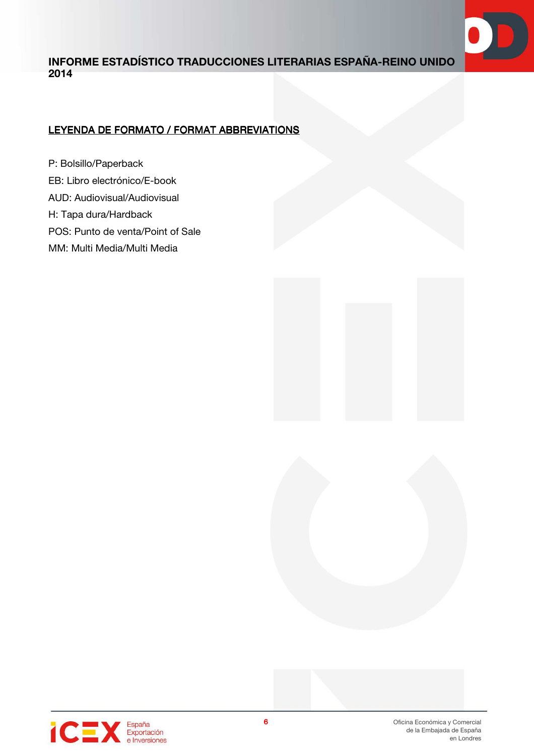## LEYENDA DE FORMATO / FORMAT ABBREVIATIONS

P: Bolsillo/Paperback

EB: Libro electrónico/E-book

AUD: Audiovisual/Audiovisual

H: Tapa dura/Hardback

POS: Punto de venta/Point of Sale

MM: Multi Media/Multi Media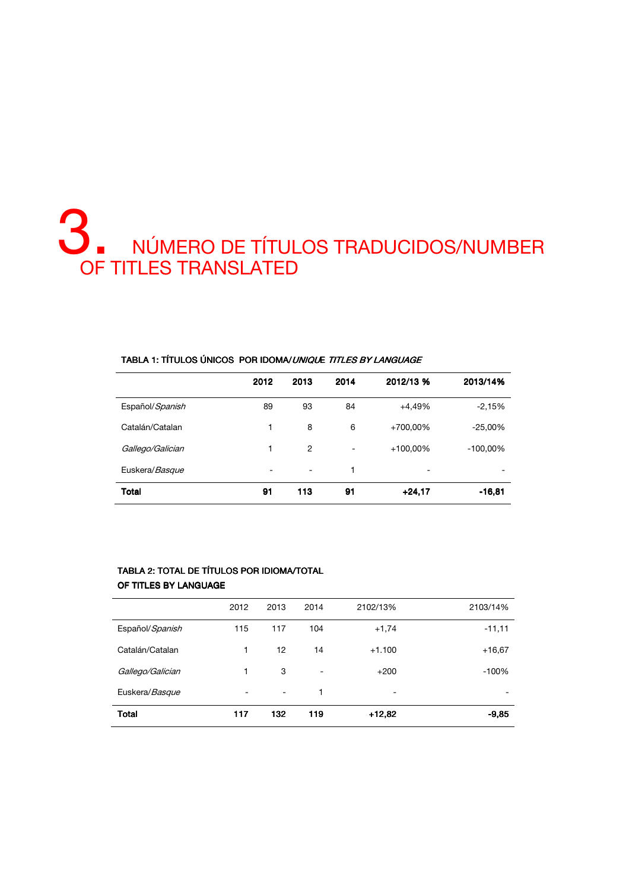# 3. NÚMERO DE TÍTULOS TRADUCIDOS/NUMBER OF TITLES TRANSLATED

**TABLA 1: TÍTULOS ÚNICOS POR IDOMA/*UNIQUE TITLES BY LANGUAGE***

| | 2012 | 2013 | 2014 | 2012/13 % | 2013/14% |
|---|---|---|---|---|---|
| Español/*Spanish* | 89 | 93 | 84 | +4,49% | -2,15% |
| Catalán/Catalan | 1 | 8 | 6 | +700,00% | -25,00% |
| *Gallego/Galician* | 1 | 2 | - | +100,00% | -100,00% |
| Euskera/*Basque* | - | - | 1 | - | - |
| **Total** | **91** | **113** | **91** | **+24,17** | **-16,81** |

**TABLA 2: TOTAL DE TÍTULOS POR IDIOMA/TOTAL OF TITLES BY LANGUAGE**

| | 2012 | 2013 | 2014 | 2102/13% | 2103/14% |
|---|---|---|---|---|---|
| Español/*Spanish* | 115 | 117 | 104 | +1,74 | -11,11 |
| Catalán/Catalan | 1 | 12 | 14 | +1.100 | +16,67 |
| *Gallego/Galician* | 1 | 3 | - | +200 | -100% |
| Euskera/*Basque* | - | - | 1 | - | - |
| **Total** | **117** | **132** | **119** | **+12,82** | **-9,85** |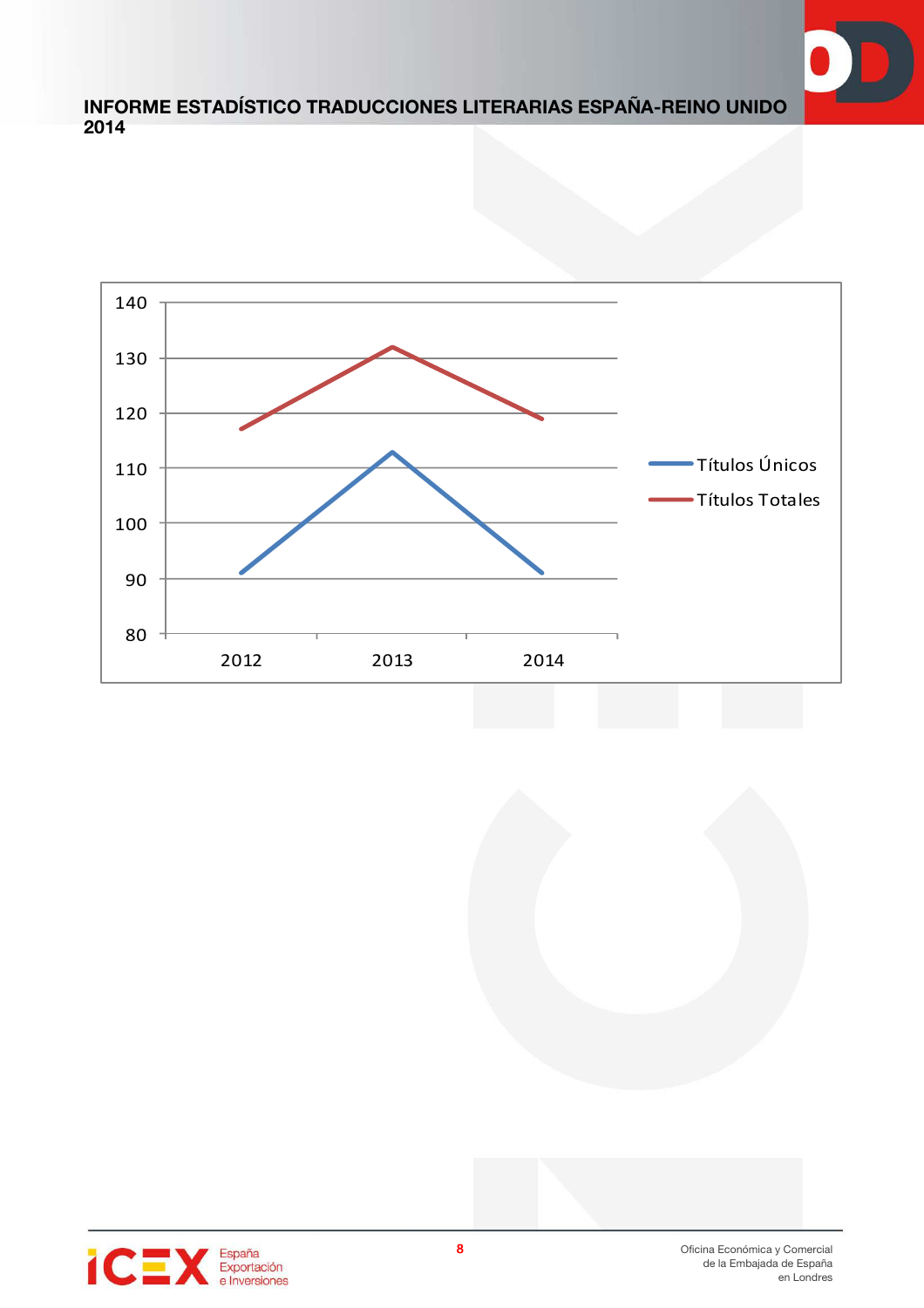140
130
120
110
100
90
80

2012 2013 2014

Títulos Únicos

Títulos Totales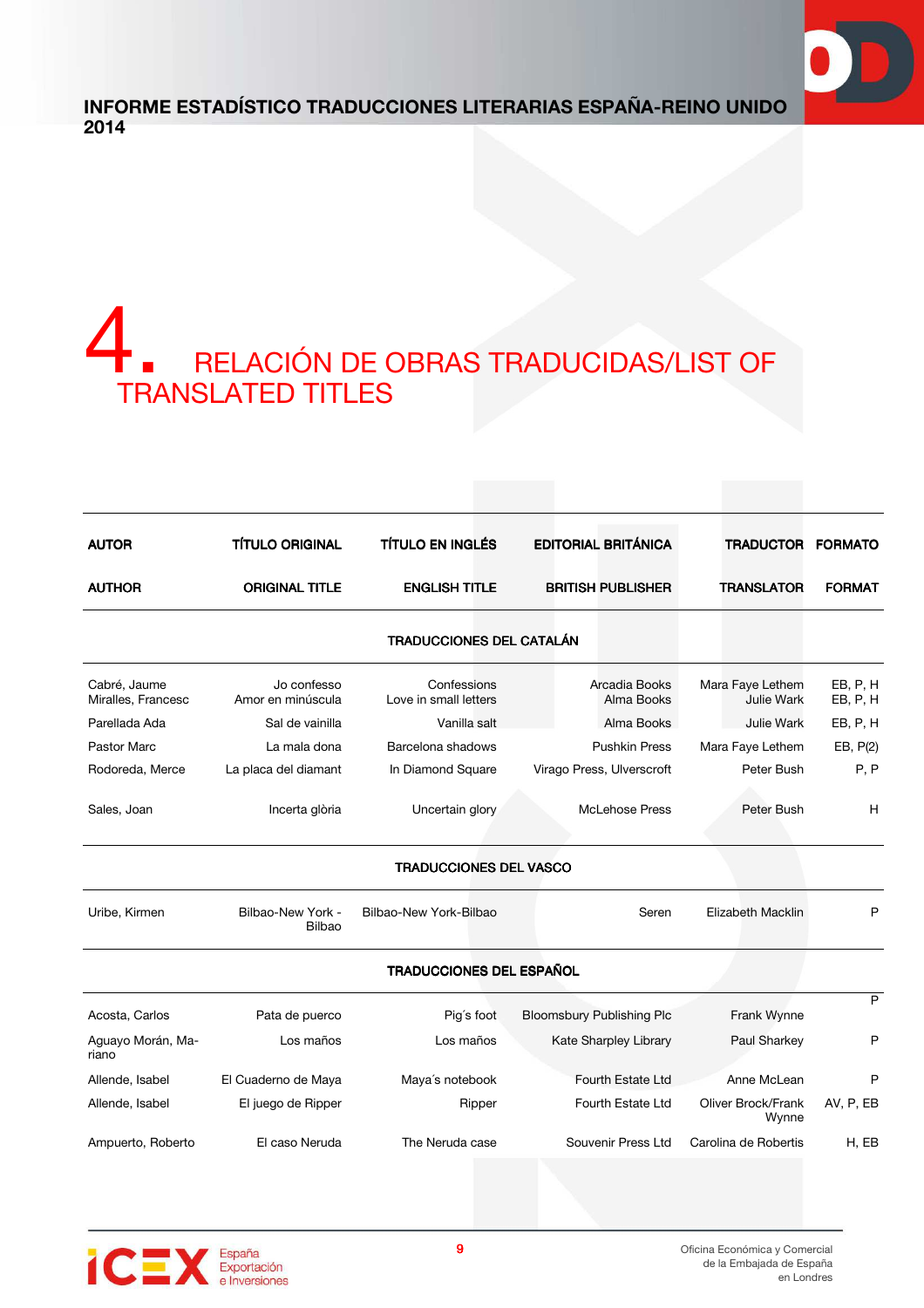# 4. RELACIÓN DE OBRAS TRADUCIDAS/LIST OF TRANSLATED TITLES

| AUTOR<br>AUTHOR | TÍTULO ORIGINAL<br>ORIGINAL TITLE | TÍTULO EN INGLÉS<br>ENGLISH TITLE | EDITORIAL BRITÁNICA<br>BRITISH PUBLISHER | TRADUCTOR<br>TRANSLATOR | FORMATO<br>FORMAT |
|---|---|---|---|---|---|
| | | **TRADUCCIONES DEL CATALÁN** | | | |
| Cabré, Jaume | Jo confesso | Confessions | Arcadia Books | Mara Faye Lethem | EB, P, H |
| Miralles, Francesc | Amor en minúscula | Love in small letters | Alma Books | Julie Wark | EB, P, H |
| Parellada Ada | Sal de vainilla | Vanilla salt | Alma Books | Julie Wark | EB, P, H |
| Pastor Marc | La mala dona | Barcelona shadows | Pushkin Press | Mara Faye Lethem | EB, P(2) |
| Rodoreda, Merce | La placa del diamant | In Diamond Square | Virago Press, Ulverscroft | Peter Bush | P, P |
| Sales, Joan | Incerta glòria | Uncertain glory | McLehose Press | Peter Bush | H |
| | | **TRADUCCIONES DEL VASCO** | | | |
| Uribe, Kirmen | Bilbao-New York - Bilbao | Bilbao-New York-Bilbao | Seren | Elizabeth Macklin | P |
| | | **TRADUCCIONES DEL ESPAÑOL** | | | |
| Acosta, Carlos | Pata de puerco | Pig´s foot | Bloomsbury Publishing Plc | Frank Wynne | P |
| Aguayo Morán, Mariano | Los maños | Los maños | Kate Sharpley Library | Paul Sharkey | P |
| Allende, Isabel | El Cuaderno de Maya | Maya´s notebook | Fourth Estate Ltd | Anne McLean | P |
| Allende, Isabel | El juego de Ripper | Ripper | Fourth Estate Ltd | Oliver Brock/Frank Wynne | AV, P, EB |
| Ampuerto, Roberto | El caso Neruda | The Neruda case | Souvenir Press Ltd | Carolina de Robertis | H, EB |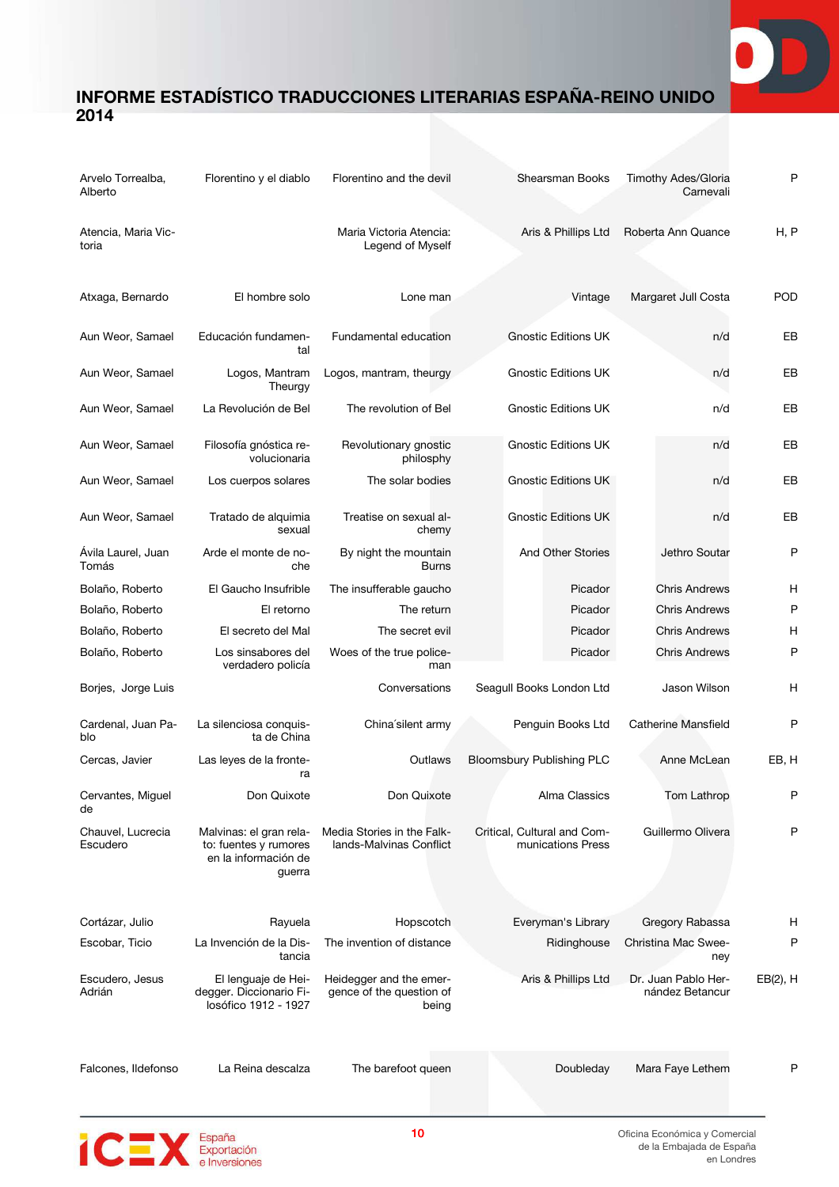| | | | | | |
|---|---|---|---|---|---|
| Arvelo Torrealba, Alberto | Florentino y el diablo | Florentino and the devil | Shearsman Books | Timothy Ades/Gloria Carnevali | P |
| Atencia, Maria Victoria | | Maria Victoria Atencia: Legend of Myself | Aris & Phillips Ltd | Roberta Ann Quance | H, P |
| Atxaga, Bernardo | El hombre solo | Lone man | Vintage | Margaret Jull Costa | POD |
| Aun Weor, Samael | Educación fundamental | Fundamental education | Gnostic Editions UK | n/d | EB |
| Aun Weor, Samael | Logos, Mantram Theurgy | Logos, mantram, theurgy | Gnostic Editions UK | n/d | EB |
| Aun Weor, Samael | La Revolución de Bel | The revolution of Bel | Gnostic Editions UK | n/d | EB |
| Aun Weor, Samael | Filosofía gnóstica revolucionaria | Revolutionary gnostic philosphy | Gnostic Editions UK | n/d | EB |
| Aun Weor, Samael | Los cuerpos solares | The solar bodies | Gnostic Editions UK | n/d | EB |
| Aun Weor, Samael | Tratado de alquimia sexual | Treatise on sexual alchemy | Gnostic Editions UK | n/d | EB |
| Ávila Laurel, Juan Tomás | Arde el monte de noche | By night the mountain Burns | And Other Stories | Jethro Soutar | P |
| Bolaño, Roberto | El Gaucho Insufrible | The insufferable gaucho | Picador | Chris Andrews | H |
| Bolaño, Roberto | El retorno | The return | Picador | Chris Andrews | P |
| Bolaño, Roberto | El secreto del Mal | The secret evil | Picador | Chris Andrews | H |
| Bolaño, Roberto | Los sinsabores del verdadero policía | Woes of the true policeman | Picador | Chris Andrews | P |
| Borjes, Jorge Luis | | Conversations | Seagull Books London Ltd | Jason Wilson | H |
| Cardenal, Juan Pablo | La silenciosa conquista de China | China´silent army | Penguin Books Ltd | Catherine Mansfield | P |
| Cercas, Javier | Las leyes de la frontera | Outlaws | Bloomsbury Publishing PLC | Anne McLean | EB, H |
| Cervantes, Miguel de | Don Quixote | Don Quixote | Alma Classics | Tom Lathrop | P |
| Chauvel, Lucrecia Escudero | Malvinas: el gran relato: fuentes y rumores en la información de guerra | Media Stories in the Falklands-Malvinas Conflict | Critical, Cultural and Communications Press | Guillermo Olivera | P |
| Cortázar, Julio | Rayuela | Hopscotch | Everyman's Library | Gregory Rabassa | H |
| Escobar, Ticio | La Invención de la Distancia | The invention of distance | Ridinghouse | Christina Mac Sweeney | P |
| Escudero, Jesus Adrián | El lenguaje de Heidegger. Diccionario Filosófico 1912 - 1927 | Heidegger and the emergence of the question of being | Aris & Phillips Ltd | Dr. Juan Pablo Hernández Betancur | EB(2), H |
| Falcones, Ildefonso | La Reina descalza | The barefoot queen | Doubleday | Mara Faye Lethem | P |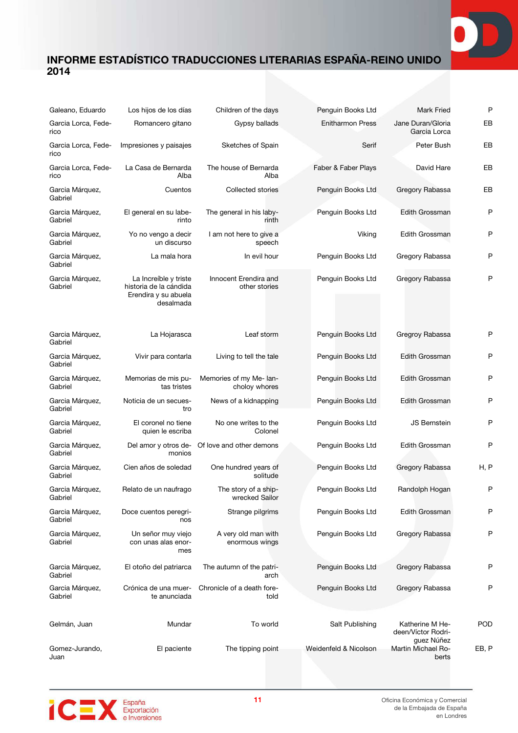| | | | | | |
|---|---|---|---|---|---|
| Galeano, Eduardo | Los hijos de los días | Children of the days | Penguin Books Ltd | Mark Fried | P |
| Garcia Lorca, Federico | Romancero gitano | Gypsy ballads | Enitharmon Press | Jane Duran/Gloria Garcia Lorca | EB |
| Garcia Lorca, Federico | Impresiones y paisajes | Sketches of Spain | Serif | Peter Bush | EB |
| Garcia Lorca, Federico | La Casa de Bernarda Alba | The house of Bernarda Alba | Faber & Faber Plays | David Hare | EB |
| Garcia Márquez, Gabriel | Cuentos | Collected stories | Penguin Books Ltd | Gregory Rabassa | EB |
| Garcia Márquez, Gabriel | El general en su laberinto | The general in his labyrinth | Penguin Books Ltd | Edith Grossman | P |
| Garcia Márquez, Gabriel | Yo no vengo a decir un discurso | I am not here to give a speech | Viking | Edith Grossman | P |
| Garcia Márquez, Gabriel | La mala hora | In evil hour | Penguin Books Ltd | Gregory Rabassa | P |
| Garcia Márquez, Gabriel | La Increíble y triste historia de la cándida Erendira y su abuela desalmada | Innocent Erendira and other stories | Penguin Books Ltd | Gregory Rabassa | P |
| Garcia Márquez, Gabriel | La Hojarasca | Leaf storm | Penguin Books Ltd | Gregroy Rabassa | P |
| Garcia Márquez, Gabriel | Vivir para contarla | Living to tell the tale | Penguin Books Ltd | Edith Grossman | P |
| Garcia Márquez, Gabriel | Memorias de mis putas tristes | Memories of my Me- lancholy whores | Penguin Books Ltd | Edith Grossman | P |
| Garcia Márquez, Gabriel | Noticia de un secuestro | News of a kidnapping | Penguin Books Ltd | Edith Grossman | P |
| Garcia Márquez, Gabriel | El coronel no tiene quien le escriba | No one writes to the Colonel | Penguin Books Ltd | JS Bernstein | P |
| Garcia Márquez, Gabriel | Del amor y otros demonios | Of love and other demons | Penguin Books Ltd | Edith Grossman | P |
| Garcia Márquez, Gabriel | Cien años de soledad | One hundred years of solitude | Penguin Books Ltd | Gregory Rabassa | H, P |
| Garcia Márquez, Gabriel | Relato de un naufrago | The story of a shipwrecked Sailor | Penguin Books Ltd | Randolph Hogan | P |
| Garcia Márquez, Gabriel | Doce cuentos peregrinos | Strange pilgrims | Penguin Books Ltd | Edith Grossman | P |
| Garcia Márquez, Gabriel | Un señor muy viejo con unas alas enormes | A very old man with enormous wings | Penguin Books Ltd | Gregory Rabassa | P |
| Garcia Márquez, Gabriel | El otoño del patriarca | The autumn of the patriarch | Penguin Books Ltd | Gregory Rabassa | P |
| Garcia Márquez, Gabriel | Crónica de una muerte anunciada | Chronicle of a death foretold | Penguin Books Ltd | Gregory Rabassa | P |
| Gelmán, Juan | Mundar | To world | Salt Publishing | Katherine M Hedeen/Víctor Rodriguez Núñez | POD |
| Gomez-Jurando, Juan | El paciente | The tipping point | Weidenfeld & Nicolson | Martin Michael Roberts | EB, P |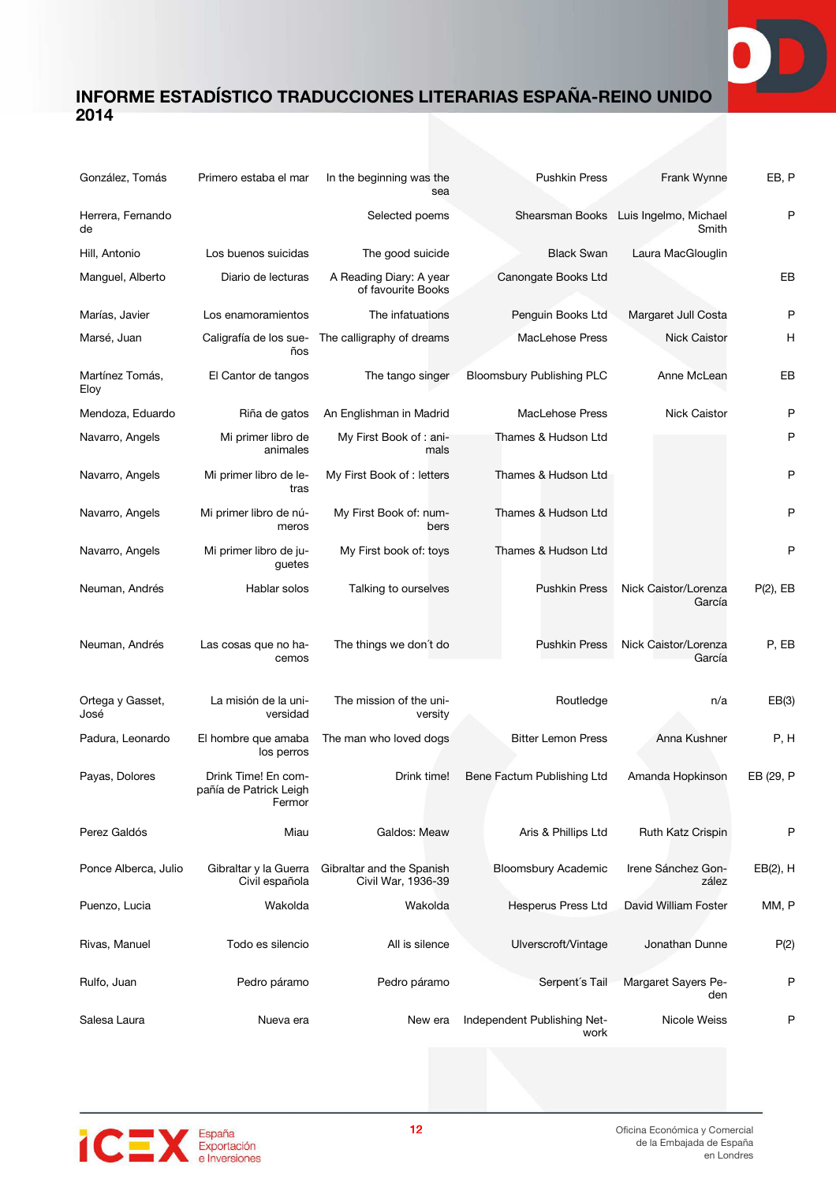| | | | | | |
|---|---|---|---|---|---|
| González, Tomás | Primero estaba el mar | In the beginning was the sea | Pushkin Press | Frank Wynne | EB, P |
| Herrera, Fernando de | | Selected poems | Shearsman Books | Luis Ingelmo, Michael Smith | P |
| Hill, Antonio | Los buenos suicidas | The good suicide | Black Swan | Laura MacGlouglin | |
| Manguel, Alberto | Diario de lecturas | A Reading Diary: A year of favourite Books | Canongate Books Ltd | | EB |
| Marías, Javier | Los enamoramientos | The infatuations | Penguin Books Ltd | Margaret Jull Costa | P |
| Marsé, Juan | Caligrafía de los sueños | The calligraphy of dreams | MacLehose Press | Nick Caistor | H |
| Martínez Tomás, Eloy | El Cantor de tangos | The tango singer | Bloomsbury Publishing PLC | Anne McLean | EB |
| Mendoza, Eduardo | Riña de gatos | An Englishman in Madrid | MacLehose Press | Nick Caistor | P |
| Navarro, Angels | Mi primer libro de animales | My First Book of : animals | Thames & Hudson Ltd | | P |
| Navarro, Angels | Mi primer libro de letras | My First Book of : letters | Thames & Hudson Ltd | | P |
| Navarro, Angels | Mi primer libro de números | My First Book of: numbers | Thames & Hudson Ltd | | P |
| Navarro, Angels | Mi primer libro de juguetes | My First book of: toys | Thames & Hudson Ltd | | P |
| Neuman, Andrés | Hablar solos | Talking to ourselves | Pushkin Press | Nick Caistor/Lorenza García | P(2), EB |
| Neuman, Andrés | Las cosas que no hacemos | The things we don´t do | Pushkin Press | Nick Caistor/Lorenza García | P, EB |
| Ortega y Gasset, José | La misión de la universidad | The mission of the university | Routledge | n/a | EB(3) |
| Padura, Leonardo | El hombre que amaba los perros | The man who loved dogs | Bitter Lemon Press | Anna Kushner | P, H |
| Payas, Dolores | Drink Time! En compañía de Patrick Leigh Fermor | Drink time! | Bene Factum Publishing Ltd | Amanda Hopkinson | EB (29, P |
| Perez Galdós | Miau | Galdos: Meaw | Aris & Phillips Ltd | Ruth Katz Crispin | P |
| Ponce Alberca, Julio | Gibraltar y la Guerra Civil española | Gibraltar and the Spanish Civil War, 1936-39 | Bloomsbury Academic | Irene Sánchez González | EB(2), H |
| Puenzo, Lucia | Wakolda | Wakolda | Hesperus Press Ltd | David William Foster | MM, P |
| Rivas, Manuel | Todo es silencio | All is silence | Ulverscroft/Vintage | Jonathan Dunne | P(2) |
| Rulfo, Juan | Pedro páramo | Pedro páramo | Serpent´s Tail | Margaret Sayers Peden | P |
| Salesa Laura | Nueva era | New era | Independent Publishing Network | Nicole Weiss | P |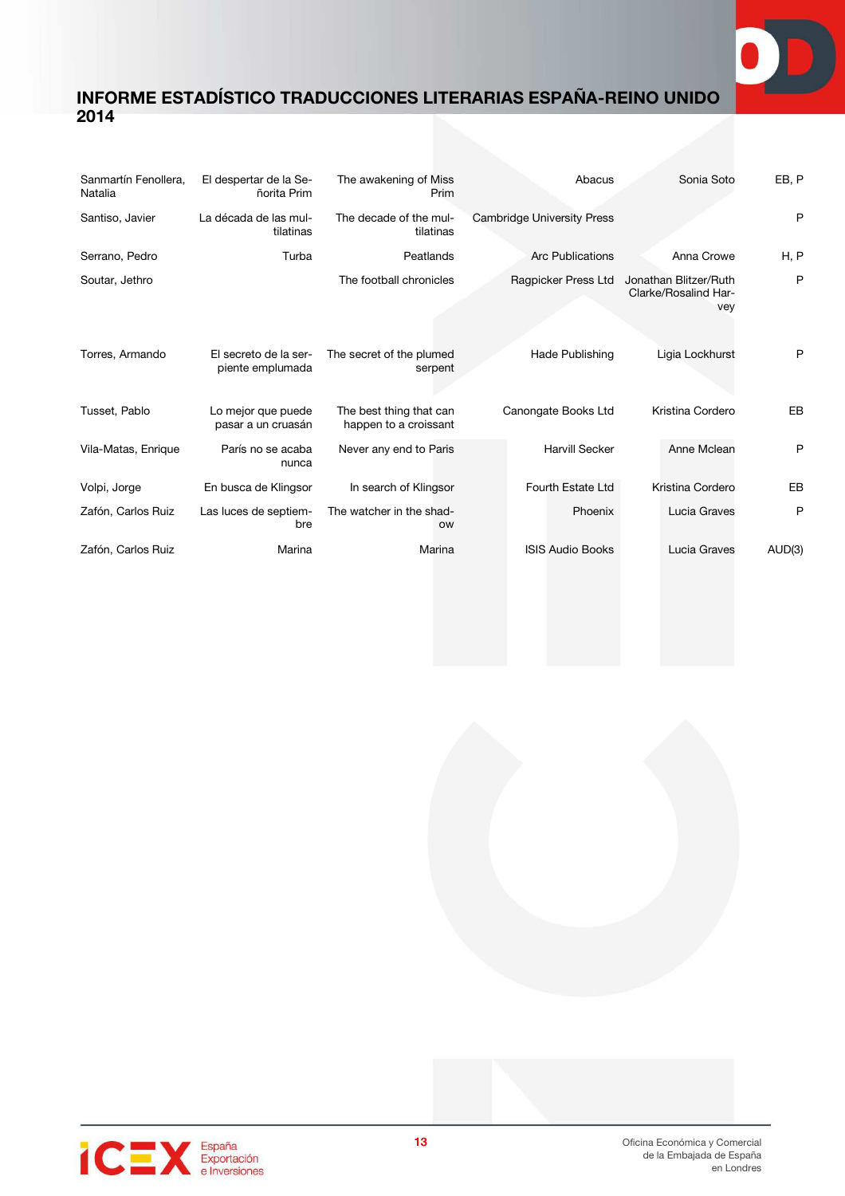| | | | | | |
|---|---|---|---|---|---|
| Sanmartín Fenollera, Natalia | El despertar de la Señorita Prim | The awakening of Miss Prim | Abacus | Sonia Soto | EB, P |
| Santiso, Javier | La década de las multilatinas | The decade of the multilatinas | Cambridge University Press | | P |
| Serrano, Pedro | Turba | Peatlands | Arc Publications | Anna Crowe | H, P |
| Soutar, Jethro | | The football chronicles | Ragpicker Press Ltd | Jonathan Blitzer/Ruth Clarke/Rosalind Harvey | P |
| Torres, Armando | El secreto de la serpiente emplumada | The secret of the plumed serpent | Hade Publishing | Ligia Lockhurst | P |
| Tusset, Pablo | Lo mejor que puede pasar a un cruasán | The best thing that can happen to a croissant | Canongate Books Ltd | Kristina Cordero | EB |
| Vila-Matas, Enrique | París no se acaba nunca | Never any end to Paris | Harvill Secker | Anne Mclean | P |
| Volpi, Jorge | En busca de Klingsor | In search of Klingsor | Fourth Estate Ltd | Kristina Cordero | EB |
| Zafón, Carlos Ruiz | Las luces de septiembre | The watcher in the shadow | Phoenix | Lucia Graves | P |
| Zafón, Carlos Ruiz | Marina | Marina | ISIS Audio Books | Lucia Graves | AUD(3) |